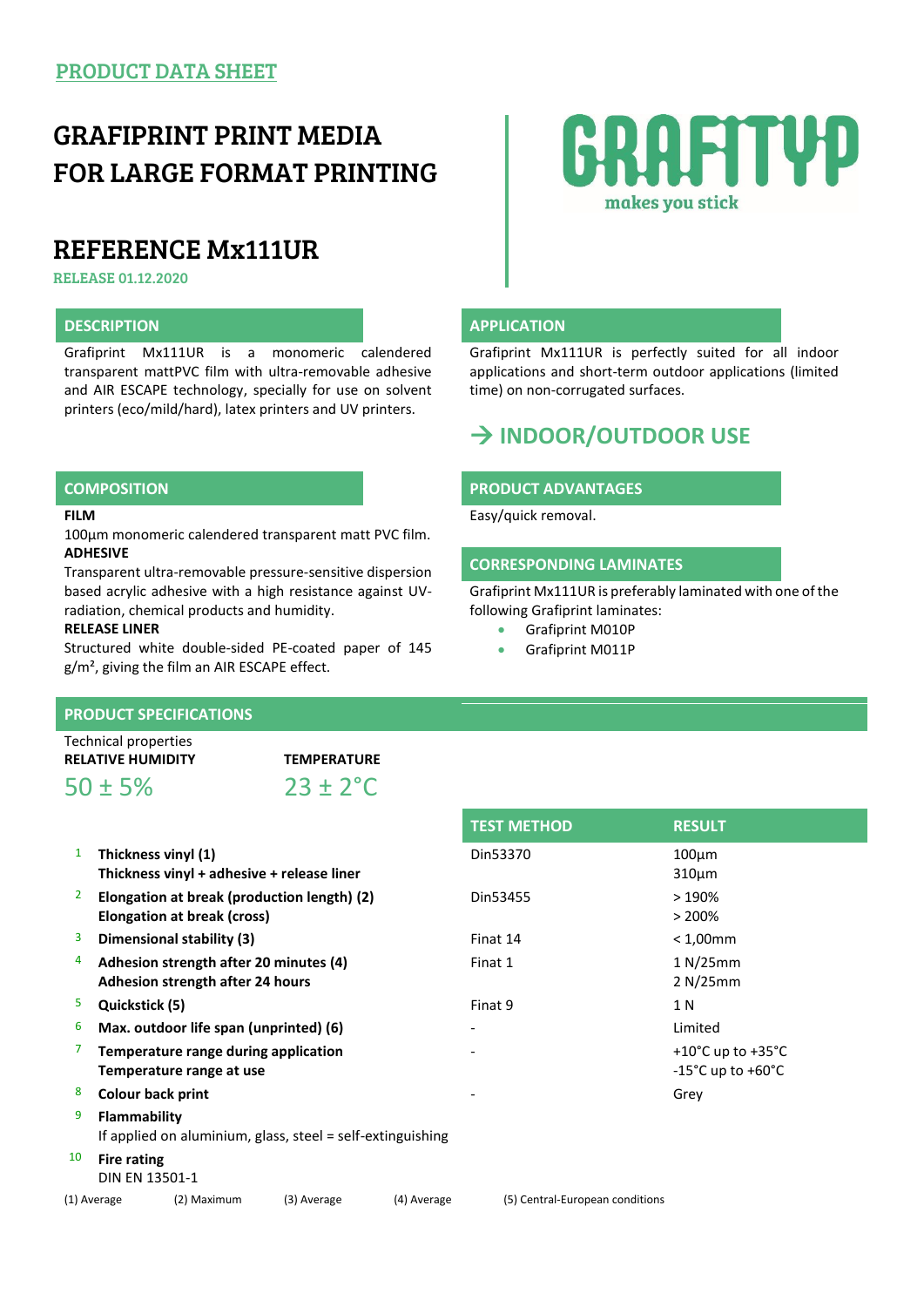PRODUCT DATA SHEET

# GRAFIPRINT PRINT MEDIA FOR LARGE FORMAT PRINTING

GRAFITYP
makes you stick

# REFERENCE Mx111UR

RELEASE 01.12.2020

## DESCRIPTION

Grafiprint Mx111UR is a monomeric calendered transparent mattPVC film with ultra-removable adhesive and AIR ESCAPE technology, specially for use on solvent printers (eco/mild/hard), latex printers and UV printers.

## APPLICATION

Grafiprint Mx111UR is perfectly suited for all indoor applications and short-term outdoor applications (limited time) on non-corrugated surfaces.

## → INDOOR/OUTDOOR USE

## COMPOSITION

**FILM**

100µm monomeric calendered transparent matt PVC film.

**ADHESIVE**

Transparent ultra-removable pressure-sensitive dispersion based acrylic adhesive with a high resistance against UV-radiation, chemical products and humidity.

**RELEASE LINER**

Structured white double-sided PE-coated paper of 145 g/m², giving the film an AIR ESCAPE effect.

## PRODUCT ADVANTAGES

Easy/quick removal.

## CORRESPONDING LAMINATES

Grafiprint Mx111UR is preferably laminated with one of the following Grafiprint laminates:

- Grafiprint M010P
- Grafiprint M011P

## PRODUCT SPECIFICATIONS

Technical properties

| RELATIVE HUMIDITY | TEMPERATURE |
|---|---|
| 50 ± 5% | 23 ± 2°C |

| | | TEST METHOD | RESULT |
|---|---|---|---|
| 1 | **Thickness vinyl (1)**<br>**Thickness vinyl + adhesive + release liner** | Din53370 | 100µm<br>310µm |
| 2 | **Elongation at break (production length) (2)**<br>**Elongation at break (cross)** | Din53455 | > 190%<br>> 200% |
| 3 | **Dimensional stability (3)** | Finat 14 | < 1,00mm |
| 4 | **Adhesion strength after 20 minutes (4)**<br>**Adhesion strength after 24 hours** | Finat 1 | 1 N/25mm<br>2 N/25mm |
| 5 | **Quickstick (5)** | Finat 9 | 1 N |
| 6 | **Max. outdoor life span (unprinted) (6)** | - | Limited |
| 7 | **Temperature range during application**<br>**Temperature range at use** | - | +10°C up to +35°C<br>-15°C up to +60°C |
| 8 | **Colour back print** | - | Grey |
| 9 | **Flammability**<br>If applied on aluminium, glass, steel = self-extinguishing | | |
| 10 | **Fire rating**<br>DIN EN 13501-1 | | |

(1) Average (2) Maximum (3) Average (4) Average (5) Central-European conditions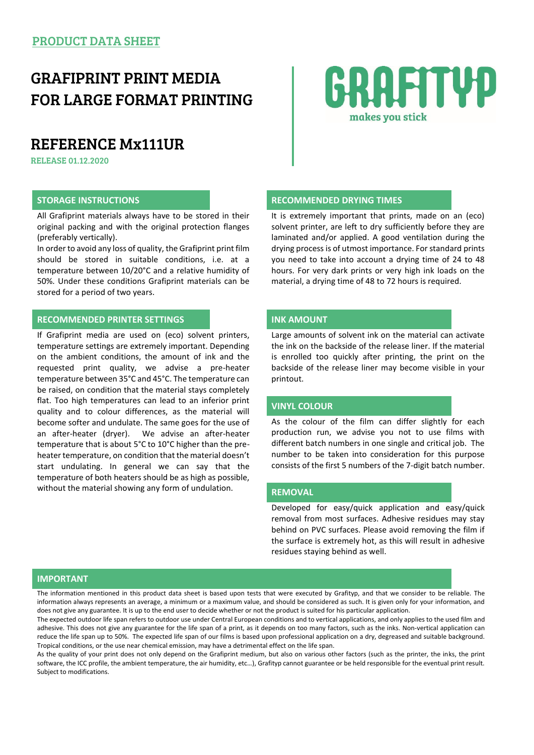PRODUCT DATA SHEET

# GRAFIPRINT PRINT MEDIA FOR LARGE FORMAT PRINTING

# REFERENCE Mx111UR

RELEASE 01.12.2020

GRAFITYP
makes you stick

## STORAGE INSTRUCTIONS

All Grafiprint materials always have to be stored in their original packing and with the original protection flanges (preferably vertically).

In order to avoid any loss of quality, the Grafiprint print film should be stored in suitable conditions, i.e. at a temperature between 10/20°C and a relative humidity of 50%. Under these conditions Grafiprint materials can be stored for a period of two years.

## RECOMMENDED PRINTER SETTINGS

If Grafiprint media are used on (eco) solvent printers, temperature settings are extremely important. Depending on the ambient conditions, the amount of ink and the requested print quality, we advise a pre-heater temperature between 35°C and 45°C. The temperature can be raised, on condition that the material stays completely flat. Too high temperatures can lead to an inferior print quality and to colour differences, as the material will become softer and undulate. The same goes for the use of an after-heater (dryer). We advise an after-heater temperature that is about 5°C to 10°C higher than the pre-heater temperature, on condition that the material doesn't start undulating. In general we can say that the temperature of both heaters should be as high as possible, without the material showing any form of undulation.

## RECOMMENDED DRYING TIMES

It is extremely important that prints, made on an (eco) solvent printer, are left to dry sufficiently before they are laminated and/or applied. A good ventilation during the drying process is of utmost importance. For standard prints you need to take into account a drying time of 24 to 48 hours. For very dark prints or very high ink loads on the material, a drying time of 48 to 72 hours is required.

## INK AMOUNT

Large amounts of solvent ink on the material can activate the ink on the backside of the release liner. If the material is enrolled too quickly after printing, the print on the backside of the release liner may become visible in your printout.

## VINYL COLOUR

As the colour of the film can differ slightly for each production run, we advise you not to use films with different batch numbers in one single and critical job. The number to be taken into consideration for this purpose consists of the first 5 numbers of the 7-digit batch number.

## REMOVAL

Developed for easy/quick application and easy/quick removal from most surfaces. Adhesive residues may stay behind on PVC surfaces. Please avoid removing the film if the surface is extremely hot, as this will result in adhesive residues staying behind as well.

## IMPORTANT

The information mentioned in this product data sheet is based upon tests that were executed by Grafityp, and that we consider to be reliable. The information always represents an average, a minimum or a maximum value, and should be considered as such. It is given only for your information, and does not give any guarantee. It is up to the end user to decide whether or not the product is suited for his particular application.

The expected outdoor life span refers to outdoor use under Central European conditions and to vertical applications, and only applies to the used film and adhesive. This does not give any guarantee for the life span of a print, as it depends on too many factors, such as the inks. Non-vertical application can reduce the life span up to 50%. The expected life span of our films is based upon professional application on a dry, degreased and suitable background. Tropical conditions, or the use near chemical emission, may have a detrimental effect on the life span.

As the quality of your print does not only depend on the Grafiprint medium, but also on various other factors (such as the printer, the inks, the print software, the ICC profile, the ambient temperature, the air humidity, etc…), Grafityp cannot guarantee or be held responsible for the eventual print result. Subject to modifications.